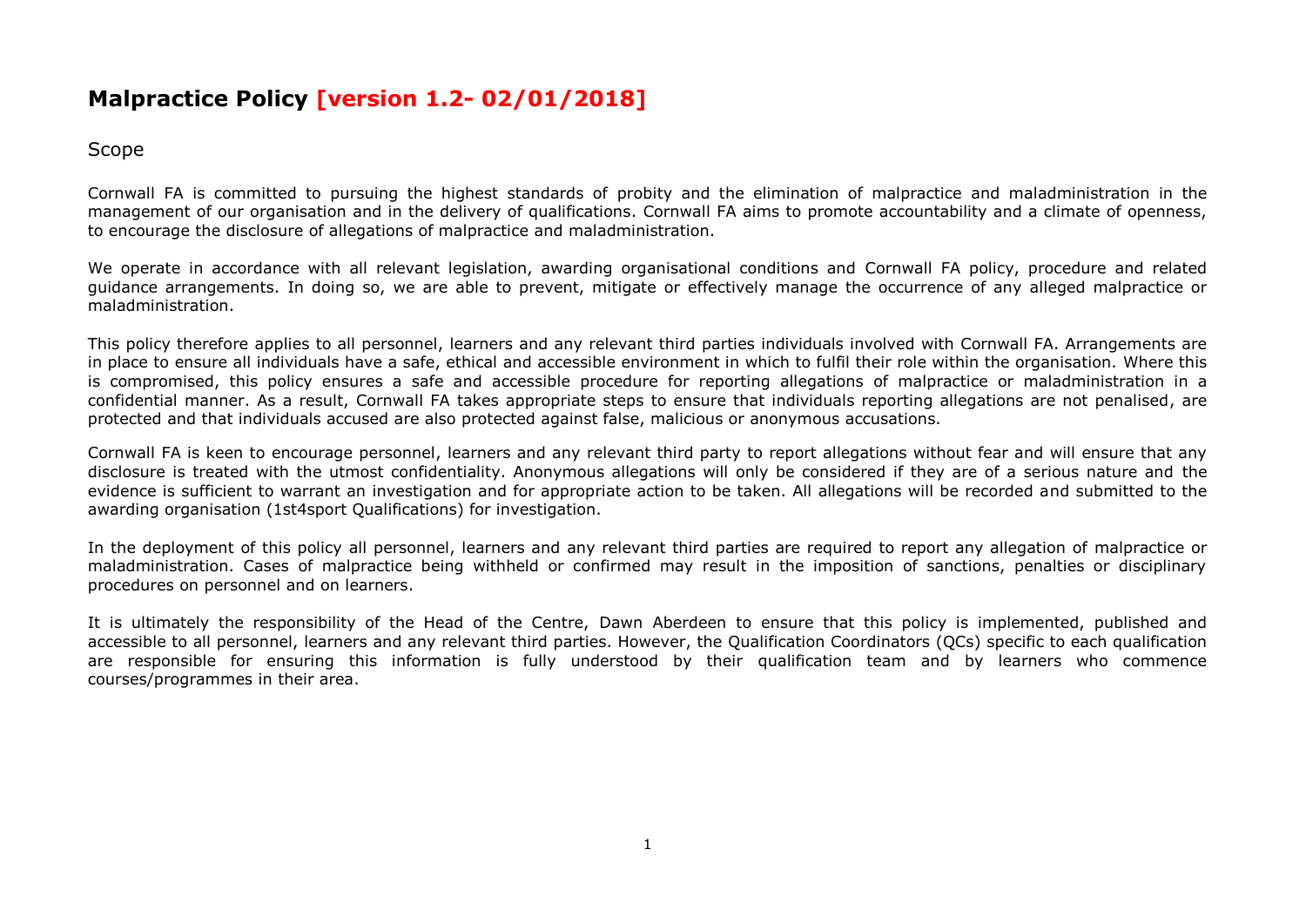# Malpractice Policy [version 1.2- 02/01/2018]

## Scope

Cornwall FA is committed to pursuing the highest standards of probity and the elimination of malpractice and maladministration in the management of our organisation and in the delivery of qualifications. Cornwall FA aims to promote accountability and a climate of openness, to encourage the disclosure of allegations of malpractice and maladministration.

We operate in accordance with all relevant legislation, awarding organisational conditions and Cornwall FA policy, procedure and related guidance arrangements. In doing so, we are able to prevent, mitigate or effectively manage the occurrence of any alleged malpractice or maladministration.

This policy therefore applies to all personnel, learners and any relevant third parties individuals involved with Cornwall FA. Arrangements are in place to ensure all individuals have a safe, ethical and accessible environment in which to fulfil their role within the organisation. Where this is compromised, this policy ensures a safe and accessible procedure for reporting allegations of malpractice or maladministration in a confidential manner. As a result, Cornwall FA takes appropriate steps to ensure that individuals reporting allegations are not penalised, are protected and that individuals accused are also protected against false, malicious or anonymous accusations.

Cornwall FA is keen to encourage personnel, learners and any relevant third party to report allegations without fear and will ensure that any disclosure is treated with the utmost confidentiality. Anonymous allegations will only be considered if they are of a serious nature and the evidence is sufficient to warrant an investigation and for appropriate action to be taken. All allegations will be recorded and submitted to the awarding organisation (1st4sport Qualifications) for investigation.

In the deployment of this policy all personnel, learners and any relevant third parties are required to report any allegation of malpractice or maladministration. Cases of malpractice being withheld or confirmed may result in the imposition of sanctions, penalties or disciplinary procedures on personnel and on learners.

It is ultimately the responsibility of the Head of the Centre, Dawn Aberdeen to ensure that this policy is implemented, published and accessible to all personnel, learners and any relevant third parties. However, the Qualification Coordinators (QCs) specific to each qualification are responsible for ensuring this information is fully understood by their qualification team and by learners who commence courses/programmes in their area.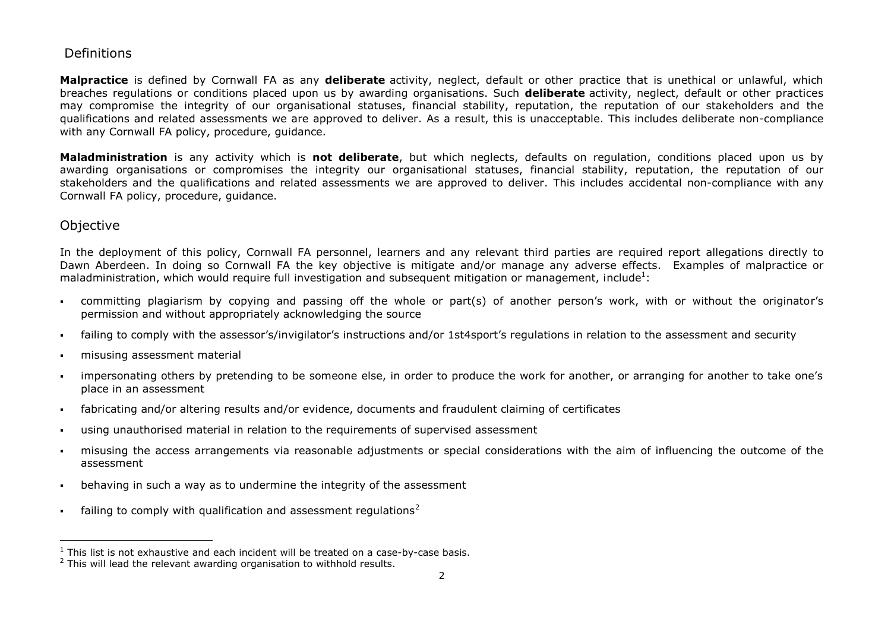## Definitions

**Malpractice** is defined by Cornwall FA as any **deliberate** activity, neglect, default or other practice that is unethical or unlawful, which breaches regulations or conditions placed upon us by awarding organisations. Such **deliberate** activity, neglect, default or other practices may compromise the integrity of our organisational statuses, financial stability, reputation, the reputation of our stakeholders and the qualifications and related assessments we are approved to deliver. As a result, this is unacceptable. This includes deliberate non-compliance with any Cornwall FA policy, procedure, guidance.

**Maladministration** is any activity which is **not deliberate**, but which neglects, defaults on regulation, conditions placed upon us by awarding organisations or compromises the integrity our organisational statuses, financial stability, reputation, the reputation of our stakeholders and the qualifications and related assessments we are approved to deliver. This includes accidental non-compliance with any Cornwall FA policy, procedure, guidance.

## Objective

In the deployment of this policy, Cornwall FA personnel, learners and any relevant third parties are required report allegations directly to Dawn Aberdeen. In doing so Cornwall FA the key objective is mitigate and/or manage any adverse effects. Examples of malpractice or maladministration, which would require full investigation and subsequent mitigation or management, include[1]:

- committing plagiarism by copying and passing off the whole or part(s) of another person's work, with or without the originator's permission and without appropriately acknowledging the source
- failing to comply with the assessor's/invigilator's instructions and/or 1st4sport's regulations in relation to the assessment and security
- misusing assessment material
- impersonating others by pretending to be someone else, in order to produce the work for another, or arranging for another to take one's place in an assessment
- fabricating and/or altering results and/or evidence, documents and fraudulent claiming of certificates
- using unauthorised material in relation to the requirements of supervised assessment
- misusing the access arrangements via reasonable adjustments or special considerations with the aim of influencing the outcome of the assessment
- behaving in such a way as to undermine the integrity of the assessment
- failing to comply with qualification and assessment regulations[2]

[1] This list is not exhaustive and each incident will be treated on a case-by-case basis.

[2] This will lead the relevant awarding organisation to withhold results.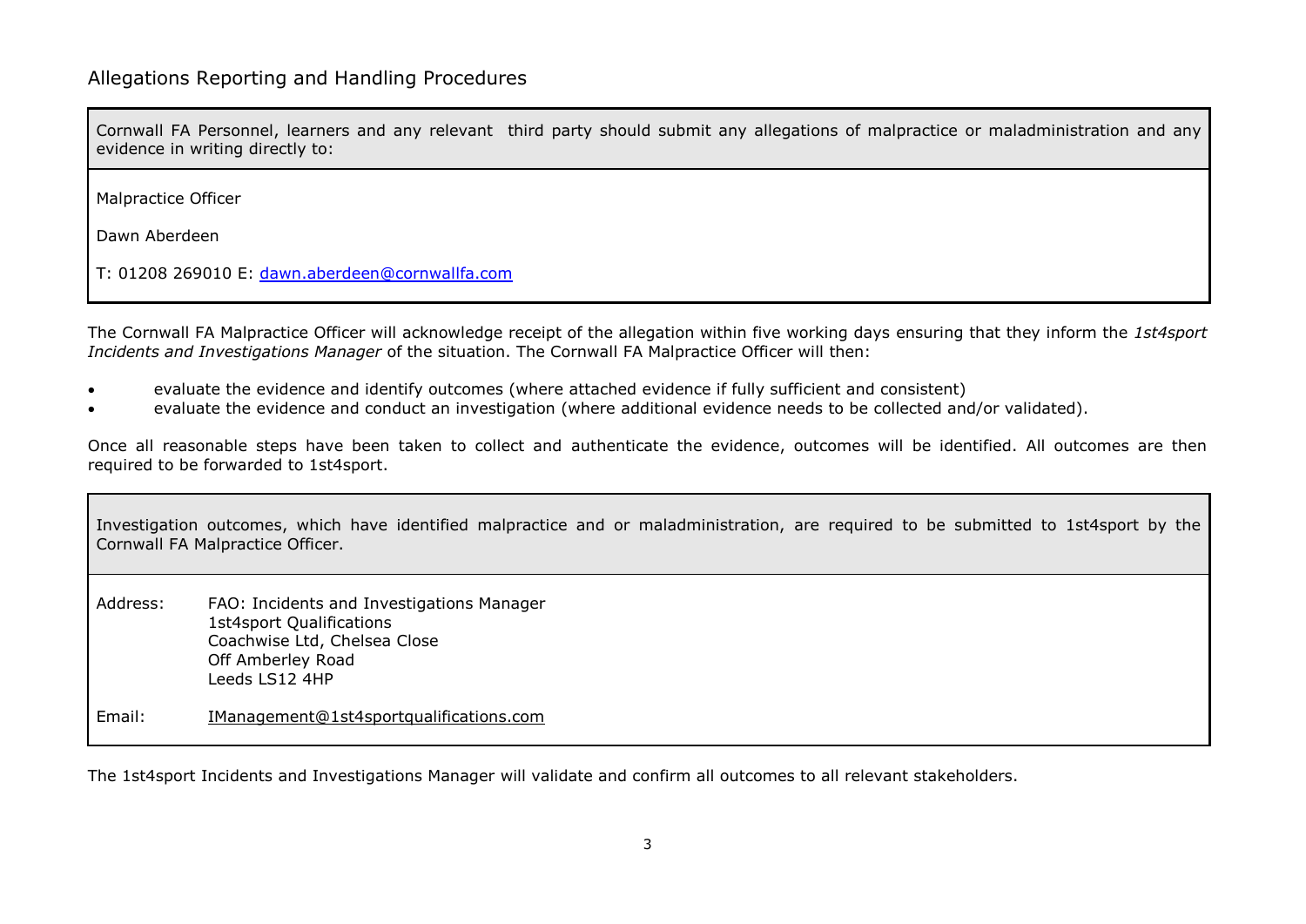## Allegations Reporting and Handling Procedures

| Cornwall FA Personnel, learners and any relevant third party should submit any allegations of malpractice or maladministration and any evidence in writing directly to: |
|---|
| Malpractice Officer<br><br>Dawn Aberdeen<br><br>T: 01208 269010 E: dawn.aberdeen@cornwallfa.com |

The Cornwall FA Malpractice Officer will acknowledge receipt of the allegation within five working days ensuring that they inform the *1st4sport Incidents and Investigations Manager* of the situation. The Cornwall FA Malpractice Officer will then:

- evaluate the evidence and identify outcomes (where attached evidence if fully sufficient and consistent)
- evaluate the evidence and conduct an investigation (where additional evidence needs to be collected and/or validated).

Once all reasonable steps have been taken to collect and authenticate the evidence, outcomes will be identified. All outcomes are then required to be forwarded to 1st4sport.

| Investigation outcomes, which have identified malpractice and or maladministration, are required to be submitted to 1st4sport by the Cornwall FA Malpractice Officer. | |
|---|---|
| Address: | FAO: Incidents and Investigations Manager<br>1st4sport Qualifications<br>Coachwise Ltd, Chelsea Close<br>Off Amberley Road<br>Leeds LS12 4HP |
| Email: | IManagement@1st4sportqualifications.com |

The 1st4sport Incidents and Investigations Manager will validate and confirm all outcomes to all relevant stakeholders.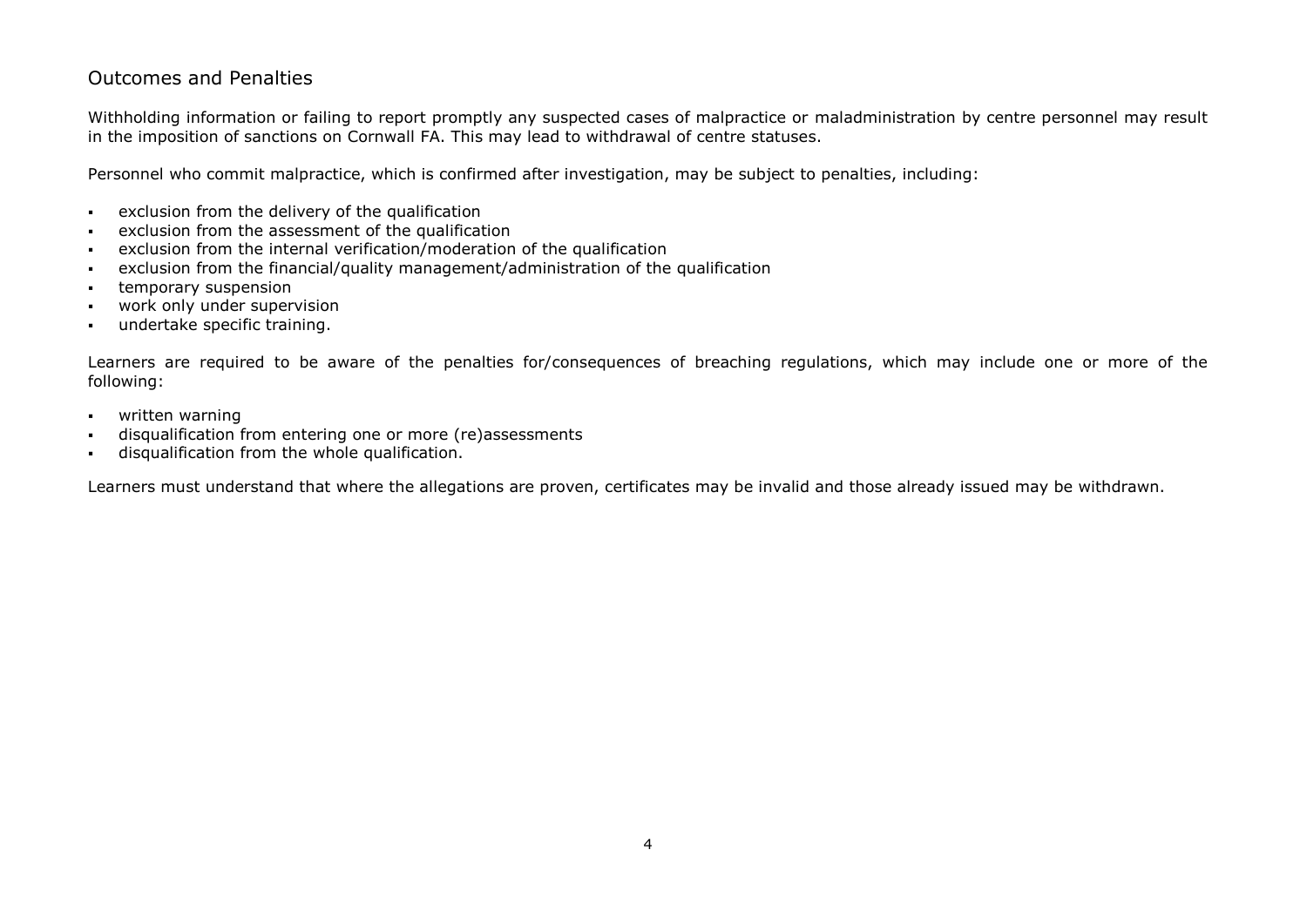## Outcomes and Penalties

Withholding information or failing to report promptly any suspected cases of malpractice or maladministration by centre personnel may result in the imposition of sanctions on Cornwall FA. This may lead to withdrawal of centre statuses.

Personnel who commit malpractice, which is confirmed after investigation, may be subject to penalties, including:

- exclusion from the delivery of the qualification
- exclusion from the assessment of the qualification
- exclusion from the internal verification/moderation of the qualification
- exclusion from the financial/quality management/administration of the qualification
- temporary suspension
- work only under supervision
- undertake specific training.

Learners are required to be aware of the penalties for/consequences of breaching regulations, which may include one or more of the following:

- written warning
- disqualification from entering one or more (re)assessments
- disqualification from the whole qualification.

Learners must understand that where the allegations are proven, certificates may be invalid and those already issued may be withdrawn.